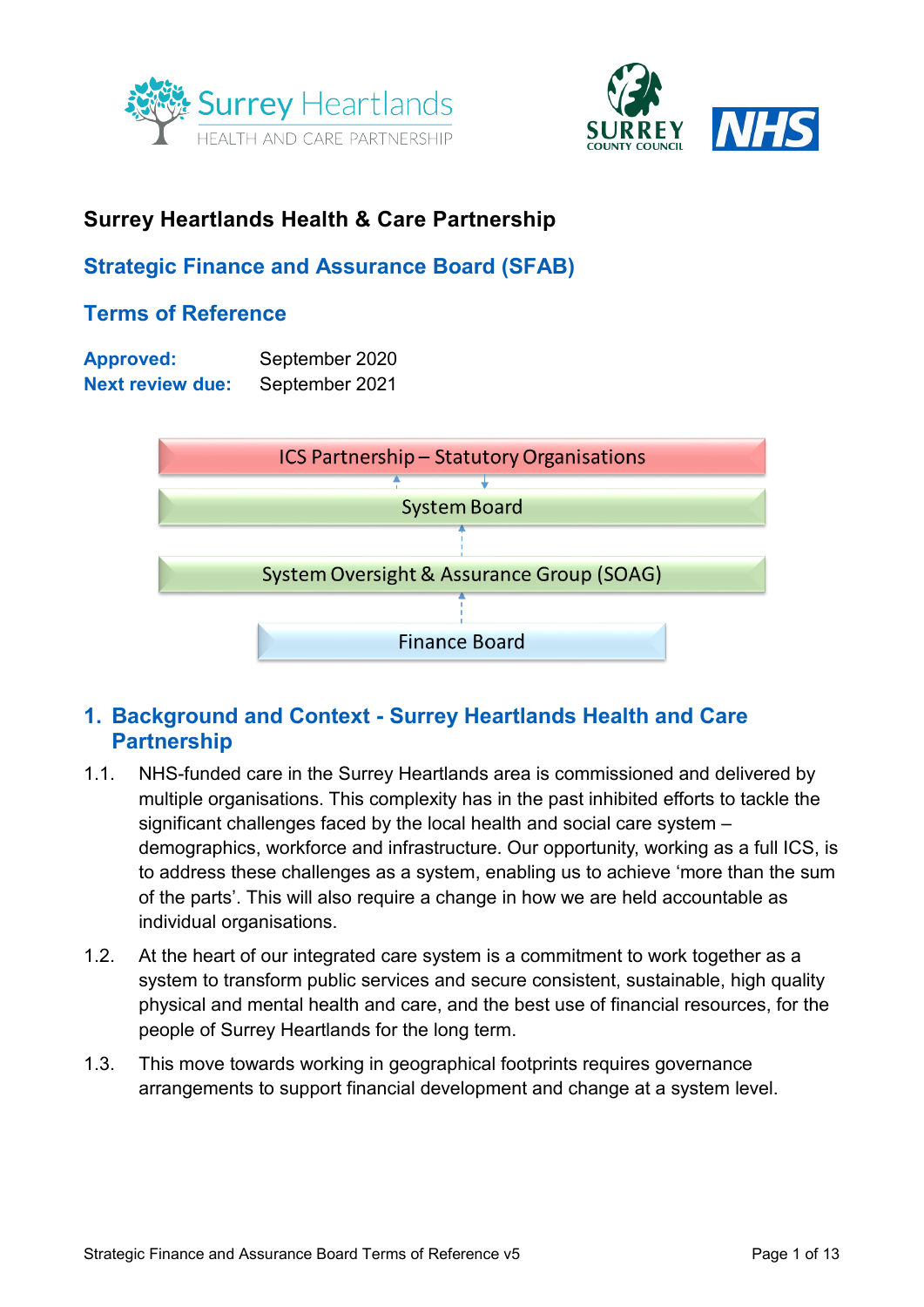# Surrey Heartlands Health & Care Partnership

## Strategic Finance and Assurance Board (SFAB)

## Terms of Reference

**Approved:** September 2020
**Next review due:** September 2021

ICS Partnership – Statutory Organisations

System Board

System Oversight & Assurance Group (SOAG)

Finance Board

## 1. Background and Context - Surrey Heartlands Health and Care Partnership

1.1. NHS-funded care in the Surrey Heartlands area is commissioned and delivered by multiple organisations. This complexity has in the past inhibited efforts to tackle the significant challenges faced by the local health and social care system – demographics, workforce and infrastructure. Our opportunity, working as a full ICS, is to address these challenges as a system, enabling us to achieve 'more than the sum of the parts'. This will also require a change in how we are held accountable as individual organisations.

1.2. At the heart of our integrated care system is a commitment to work together as a system to transform public services and secure consistent, sustainable, high quality physical and mental health and care, and the best use of financial resources, for the people of Surrey Heartlands for the long term.

1.3. This move towards working in geographical footprints requires governance arrangements to support financial development and change at a system level.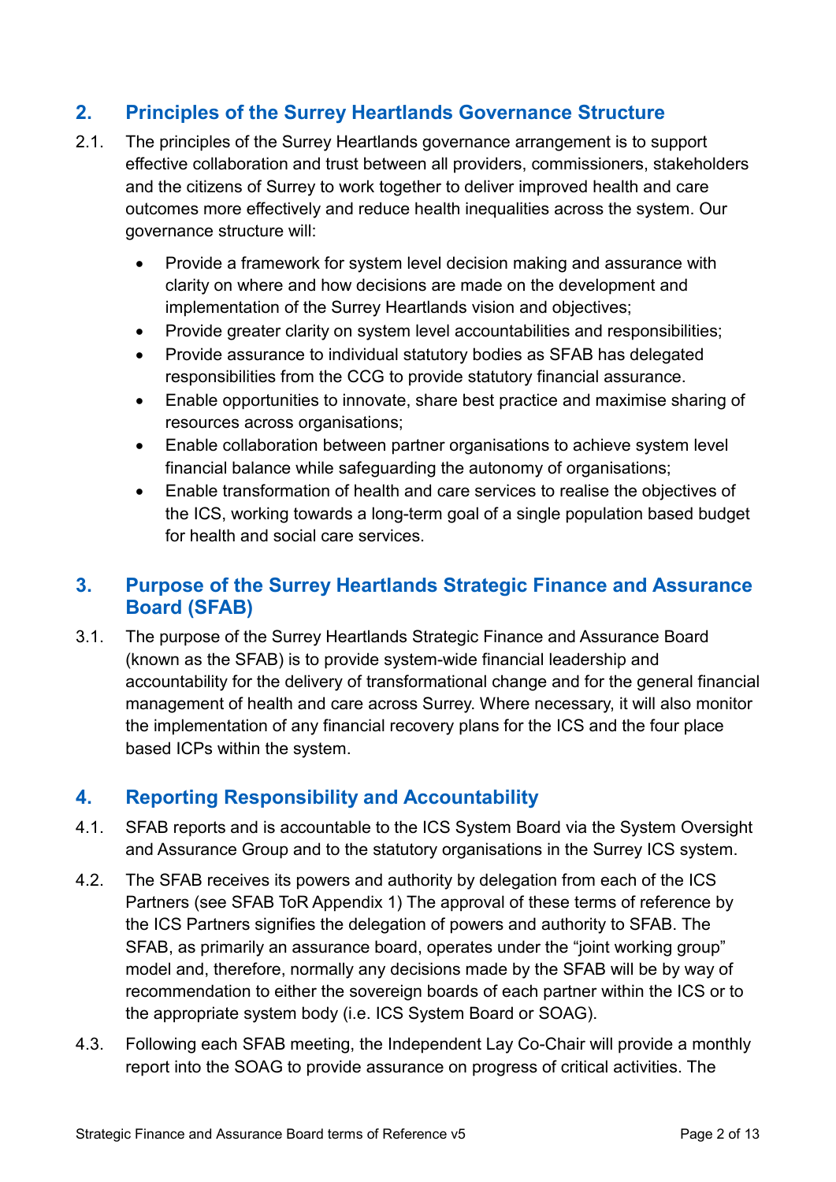## 2. Principles of the Surrey Heartlands Governance Structure

2.1. The principles of the Surrey Heartlands governance arrangement is to support effective collaboration and trust between all providers, commissioners, stakeholders and the citizens of Surrey to work together to deliver improved health and care outcomes more effectively and reduce health inequalities across the system. Our governance structure will:

- Provide a framework for system level decision making and assurance with clarity on where and how decisions are made on the development and implementation of the Surrey Heartlands vision and objectives;
- Provide greater clarity on system level accountabilities and responsibilities;
- Provide assurance to individual statutory bodies as SFAB has delegated responsibilities from the CCG to provide statutory financial assurance.
- Enable opportunities to innovate, share best practice and maximise sharing of resources across organisations;
- Enable collaboration between partner organisations to achieve system level financial balance while safeguarding the autonomy of organisations;
- Enable transformation of health and care services to realise the objectives of the ICS, working towards a long-term goal of a single population based budget for health and social care services.

## 3. Purpose of the Surrey Heartlands Strategic Finance and Assurance Board (SFAB)

3.1. The purpose of the Surrey Heartlands Strategic Finance and Assurance Board (known as the SFAB) is to provide system-wide financial leadership and accountability for the delivery of transformational change and for the general financial management of health and care across Surrey. Where necessary, it will also monitor the implementation of any financial recovery plans for the ICS and the four place based ICPs within the system.

## 4. Reporting Responsibility and Accountability

4.1. SFAB reports and is accountable to the ICS System Board via the System Oversight and Assurance Group and to the statutory organisations in the Surrey ICS system.

4.2. The SFAB receives its powers and authority by delegation from each of the ICS Partners (see SFAB ToR Appendix 1) The approval of these terms of reference by the ICS Partners signifies the delegation of powers and authority to SFAB. The SFAB, as primarily an assurance board, operates under the "joint working group" model and, therefore, normally any decisions made by the SFAB will be by way of recommendation to either the sovereign boards of each partner within the ICS or to the appropriate system body (i.e. ICS System Board or SOAG).

4.3. Following each SFAB meeting, the Independent Lay Co-Chair will provide a monthly report into the SOAG to provide assurance on progress of critical activities. The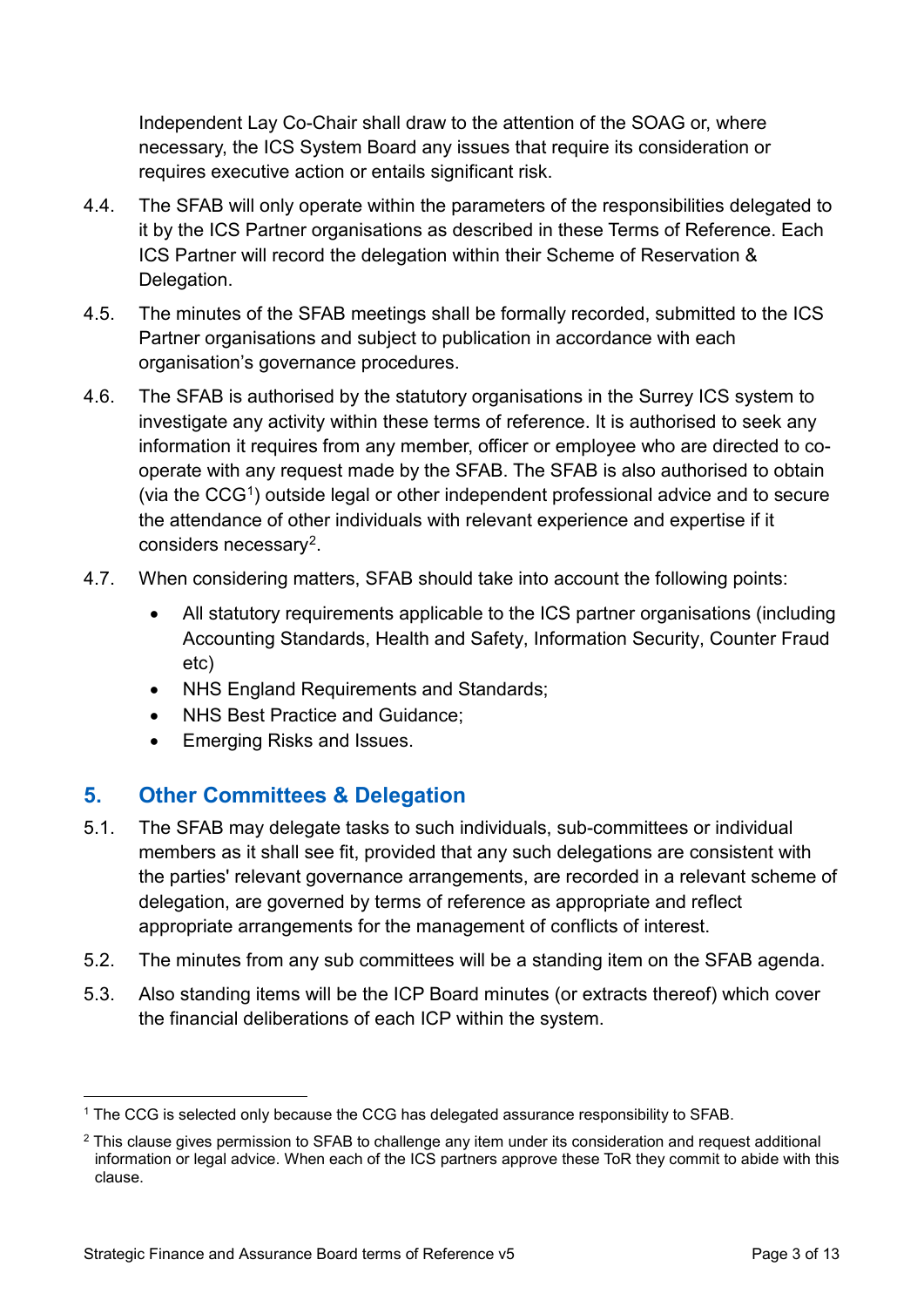Independent Lay Co-Chair shall draw to the attention of the SOAG or, where necessary, the ICS System Board any issues that require its consideration or requires executive action or entails significant risk.

4.4. The SFAB will only operate within the parameters of the responsibilities delegated to it by the ICS Partner organisations as described in these Terms of Reference. Each ICS Partner will record the delegation within their Scheme of Reservation & Delegation.

4.5. The minutes of the SFAB meetings shall be formally recorded, submitted to the ICS Partner organisations and subject to publication in accordance with each organisation's governance procedures.

4.6. The SFAB is authorised by the statutory organisations in the Surrey ICS system to investigate any activity within these terms of reference. It is authorised to seek any information it requires from any member, officer or employee who are directed to co-operate with any request made by the SFAB. The SFAB is also authorised to obtain (via the CCG[1]) outside legal or other independent professional advice and to secure the attendance of other individuals with relevant experience and expertise if it considers necessary[2].

4.7. When considering matters, SFAB should take into account the following points:

- All statutory requirements applicable to the ICS partner organisations (including Accounting Standards, Health and Safety, Information Security, Counter Fraud etc)
- NHS England Requirements and Standards;
- NHS Best Practice and Guidance;
- Emerging Risks and Issues.

## 5. Other Committees & Delegation

5.1. The SFAB may delegate tasks to such individuals, sub-committees or individual members as it shall see fit, provided that any such delegations are consistent with the parties' relevant governance arrangements, are recorded in a relevant scheme of delegation, are governed by terms of reference as appropriate and reflect appropriate arrangements for the management of conflicts of interest.

5.2. The minutes from any sub committees will be a standing item on the SFAB agenda.

5.3. Also standing items will be the ICP Board minutes (or extracts thereof) which cover the financial deliberations of each ICP within the system.

---

[1] The CCG is selected only because the CCG has delegated assurance responsibility to SFAB.

[2] This clause gives permission to SFAB to challenge any item under its consideration and request additional information or legal advice. When each of the ICS partners approve these ToR they commit to abide with this clause.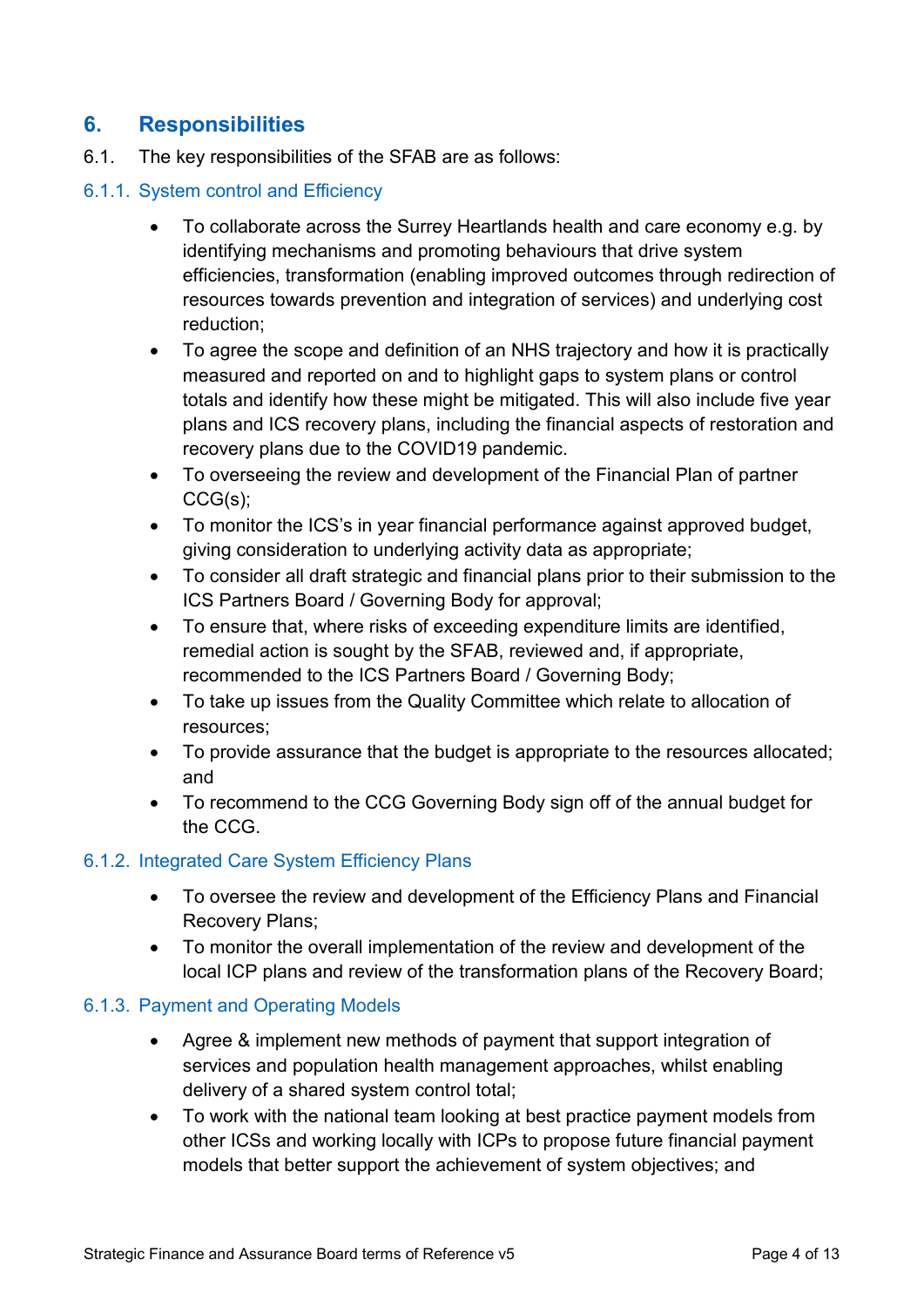## 6. Responsibilities

6.1. The key responsibilities of the SFAB are as follows:

### 6.1.1. System control and Efficiency

- To collaborate across the Surrey Heartlands health and care economy e.g. by identifying mechanisms and promoting behaviours that drive system efficiencies, transformation (enabling improved outcomes through redirection of resources towards prevention and integration of services) and underlying cost reduction;
- To agree the scope and definition of an NHS trajectory and how it is practically measured and reported on and to highlight gaps to system plans or control totals and identify how these might be mitigated. This will also include five year plans and ICS recovery plans, including the financial aspects of restoration and recovery plans due to the COVID19 pandemic.
- To overseeing the review and development of the Financial Plan of partner CCG(s);
- To monitor the ICS's in year financial performance against approved budget, giving consideration to underlying activity data as appropriate;
- To consider all draft strategic and financial plans prior to their submission to the ICS Partners Board / Governing Body for approval;
- To ensure that, where risks of exceeding expenditure limits are identified, remedial action is sought by the SFAB, reviewed and, if appropriate, recommended to the ICS Partners Board / Governing Body;
- To take up issues from the Quality Committee which relate to allocation of resources;
- To provide assurance that the budget is appropriate to the resources allocated; and
- To recommend to the CCG Governing Body sign off of the annual budget for the CCG.

### 6.1.2. Integrated Care System Efficiency Plans

- To oversee the review and development of the Efficiency Plans and Financial Recovery Plans;
- To monitor the overall implementation of the review and development of the local ICP plans and review of the transformation plans of the Recovery Board;

### 6.1.3. Payment and Operating Models

- Agree & implement new methods of payment that support integration of services and population health management approaches, whilst enabling delivery of a shared system control total;
- To work with the national team looking at best practice payment models from other ICSs and working locally with ICPs to propose future financial payment models that better support the achievement of system objectives; and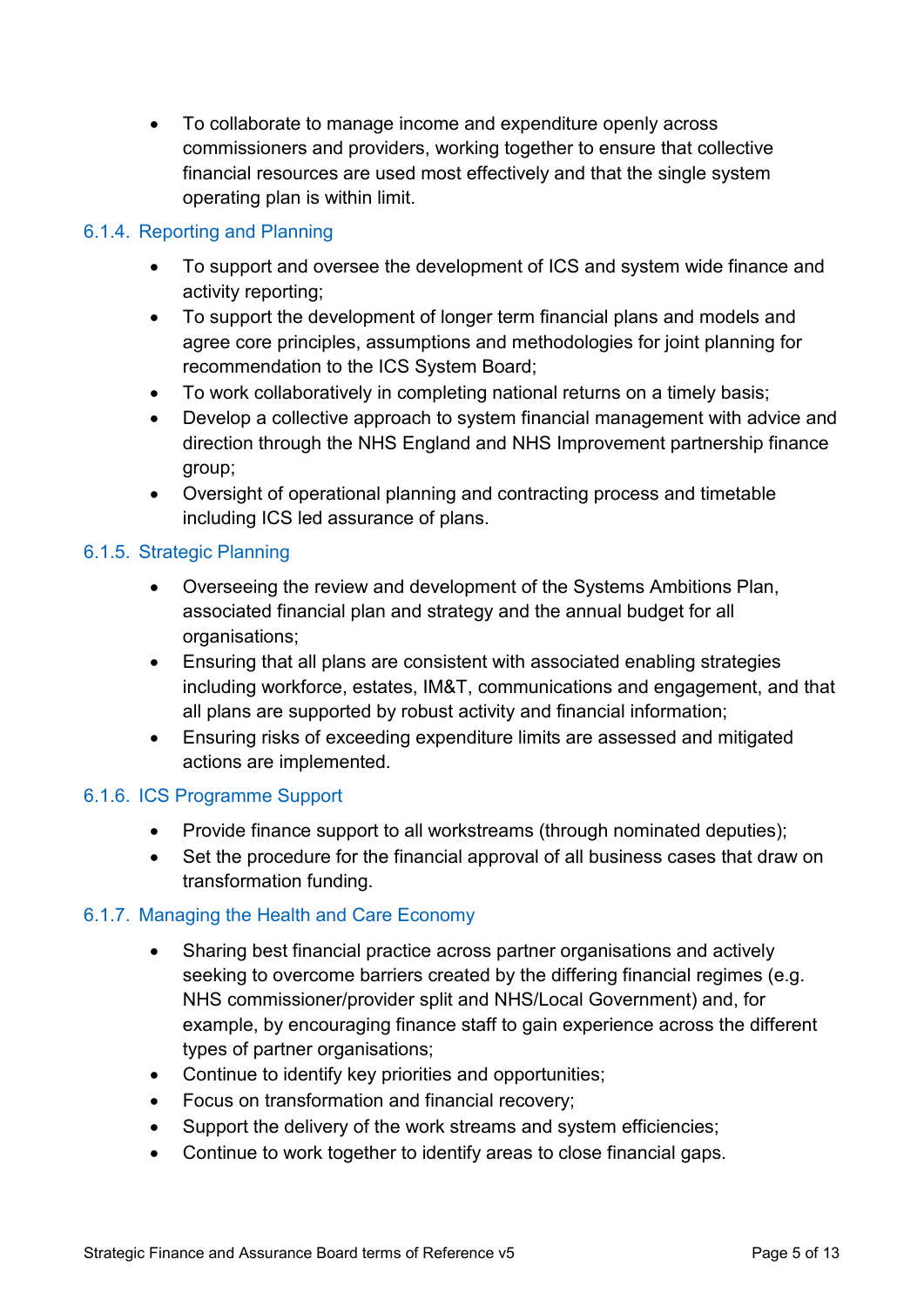- To collaborate to manage income and expenditure openly across commissioners and providers, working together to ensure that collective financial resources are used most effectively and that the single system operating plan is within limit.

#### 6.1.4. Reporting and Planning

- To support and oversee the development of ICS and system wide finance and activity reporting;
- To support the development of longer term financial plans and models and agree core principles, assumptions and methodologies for joint planning for recommendation to the ICS System Board;
- To work collaboratively in completing national returns on a timely basis;
- Develop a collective approach to system financial management with advice and direction through the NHS England and NHS Improvement partnership finance group;
- Oversight of operational planning and contracting process and timetable including ICS led assurance of plans.

#### 6.1.5. Strategic Planning

- Overseeing the review and development of the Systems Ambitions Plan, associated financial plan and strategy and the annual budget for all organisations;
- Ensuring that all plans are consistent with associated enabling strategies including workforce, estates, IM&T, communications and engagement, and that all plans are supported by robust activity and financial information;
- Ensuring risks of exceeding expenditure limits are assessed and mitigated actions are implemented.

#### 6.1.6. ICS Programme Support

- Provide finance support to all workstreams (through nominated deputies);
- Set the procedure for the financial approval of all business cases that draw on transformation funding.

#### 6.1.7. Managing the Health and Care Economy

- Sharing best financial practice across partner organisations and actively seeking to overcome barriers created by the differing financial regimes (e.g. NHS commissioner/provider split and NHS/Local Government) and, for example, by encouraging finance staff to gain experience across the different types of partner organisations;
- Continue to identify key priorities and opportunities;
- Focus on transformation and financial recovery;
- Support the delivery of the work streams and system efficiencies;
- Continue to work together to identify areas to close financial gaps.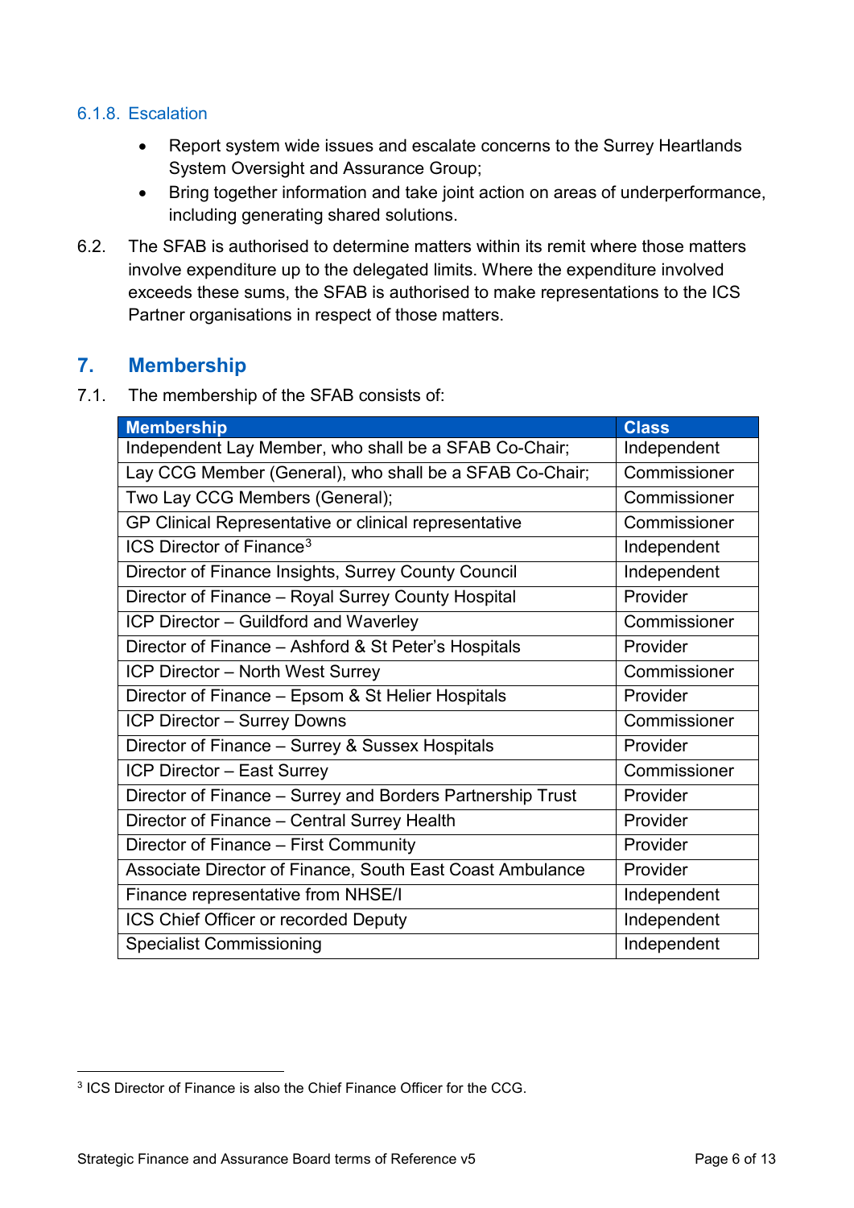#### 6.1.8. Escalation

- Report system wide issues and escalate concerns to the Surrey Heartlands System Oversight and Assurance Group;
- Bring together information and take joint action on areas of underperformance, including generating shared solutions.

6.2. The SFAB is authorised to determine matters within its remit where those matters involve expenditure up to the delegated limits. Where the expenditure involved exceeds these sums, the SFAB is authorised to make representations to the ICS Partner organisations in respect of those matters.

## 7. Membership

7.1. The membership of the SFAB consists of:

| Membership | Class |
|---|---|
| Independent Lay Member, who shall be a SFAB Co-Chair; | Independent |
| Lay CCG Member (General), who shall be a SFAB Co-Chair; | Commissioner |
| Two Lay CCG Members (General); | Commissioner |
| GP Clinical Representative or clinical representative | Commissioner |
| ICS Director of Finance[3] | Independent |
| Director of Finance Insights, Surrey County Council | Independent |
| Director of Finance – Royal Surrey County Hospital | Provider |
| ICP Director – Guildford and Waverley | Commissioner |
| Director of Finance – Ashford & St Peter's Hospitals | Provider |
| ICP Director – North West Surrey | Commissioner |
| Director of Finance – Epsom & St Helier Hospitals | Provider |
| ICP Director – Surrey Downs | Commissioner |
| Director of Finance – Surrey & Sussex Hospitals | Provider |
| ICP Director – East Surrey | Commissioner |
| Director of Finance – Surrey and Borders Partnership Trust | Provider |
| Director of Finance – Central Surrey Health | Provider |
| Director of Finance – First Community | Provider |
| Associate Director of Finance, South East Coast Ambulance | Provider |
| Finance representative from NHSE/I | Independent |
| ICS Chief Officer or recorded Deputy | Independent |
| Specialist Commissioning | Independent |

[3] ICS Director of Finance is also the Chief Finance Officer for the CCG.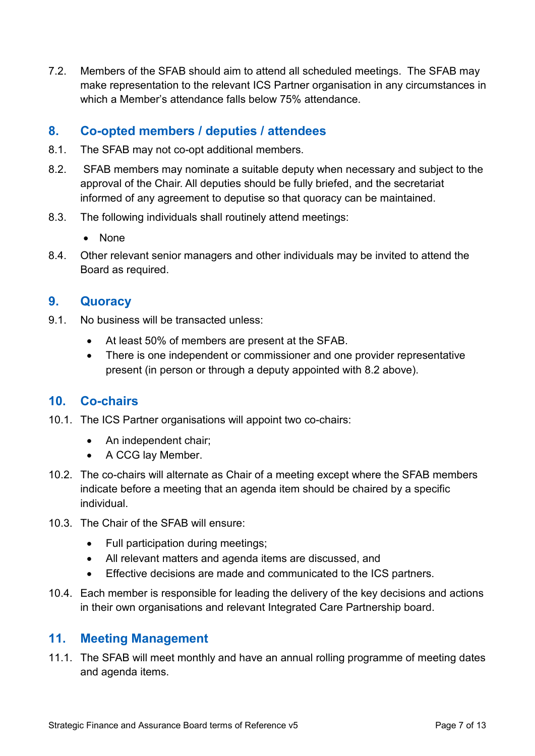7.2. Members of the SFAB should aim to attend all scheduled meetings. The SFAB may make representation to the relevant ICS Partner organisation in any circumstances in which a Member's attendance falls below 75% attendance.

## 8. Co-opted members / deputies / attendees

8.1. The SFAB may not co-opt additional members.

8.2. SFAB members may nominate a suitable deputy when necessary and subject to the approval of the Chair. All deputies should be fully briefed, and the secretariat informed of any agreement to deputise so that quoracy can be maintained.

8.3. The following individuals shall routinely attend meetings:

- None

8.4. Other relevant senior managers and other individuals may be invited to attend the Board as required.

## 9. Quoracy

9.1. No business will be transacted unless:

- At least 50% of members are present at the SFAB.
- There is one independent or commissioner and one provider representative present (in person or through a deputy appointed with 8.2 above).

## 10. Co-chairs

10.1. The ICS Partner organisations will appoint two co-chairs:

- An independent chair;
- A CCG lay Member.

10.2. The co-chairs will alternate as Chair of a meeting except where the SFAB members indicate before a meeting that an agenda item should be chaired by a specific individual.

10.3. The Chair of the SFAB will ensure:

- Full participation during meetings;
- All relevant matters and agenda items are discussed, and
- Effective decisions are made and communicated to the ICS partners.

10.4. Each member is responsible for leading the delivery of the key decisions and actions in their own organisations and relevant Integrated Care Partnership board.

## 11. Meeting Management

11.1. The SFAB will meet monthly and have an annual rolling programme of meeting dates and agenda items.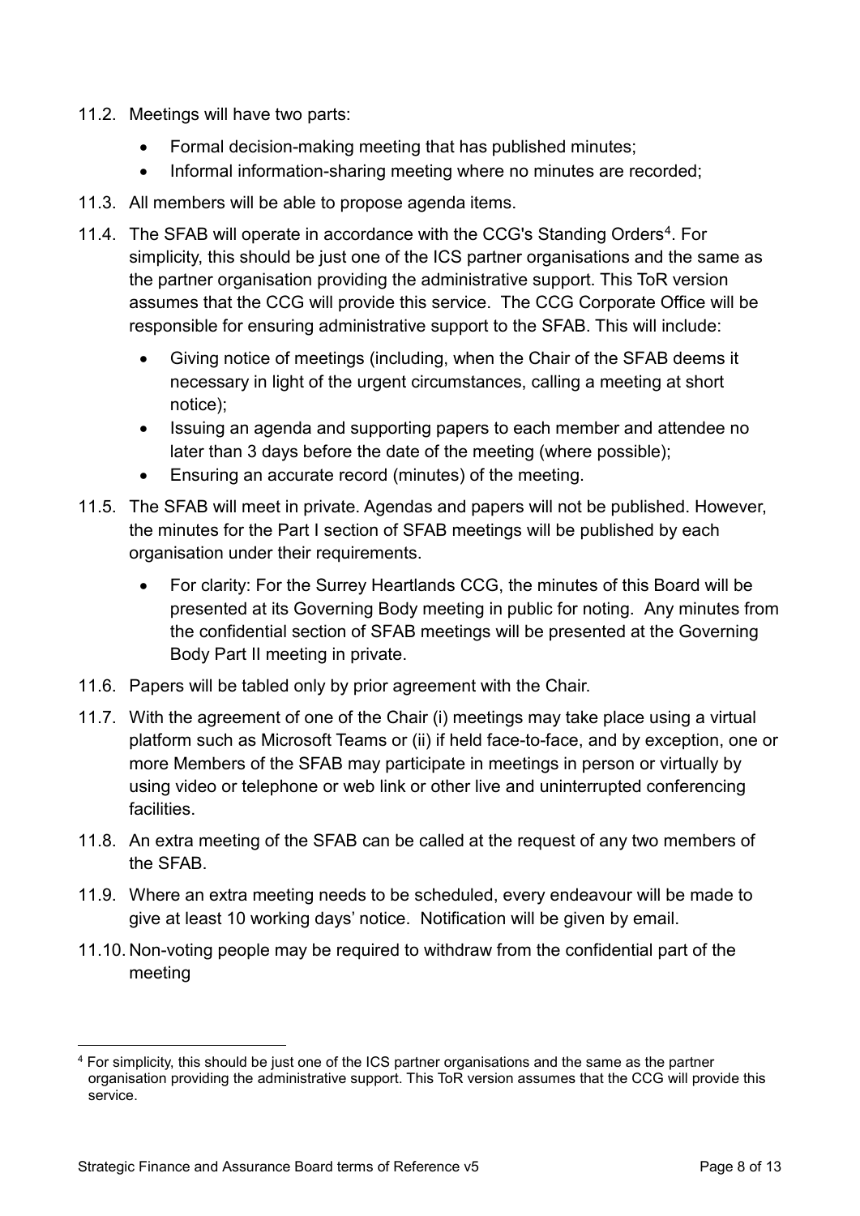11.2. Meetings will have two parts:

- Formal decision-making meeting that has published minutes;
- Informal information-sharing meeting where no minutes are recorded;

11.3. All members will be able to propose agenda items.

11.4. The SFAB will operate in accordance with the CCG's Standing Orders[4]. For simplicity, this should be just one of the ICS partner organisations and the same as the partner organisation providing the administrative support. This ToR version assumes that the CCG will provide this service. The CCG Corporate Office will be responsible for ensuring administrative support to the SFAB. This will include:

- Giving notice of meetings (including, when the Chair of the SFAB deems it necessary in light of the urgent circumstances, calling a meeting at short notice);
- Issuing an agenda and supporting papers to each member and attendee no later than 3 days before the date of the meeting (where possible);
- Ensuring an accurate record (minutes) of the meeting.

11.5. The SFAB will meet in private. Agendas and papers will not be published. However, the minutes for the Part I section of SFAB meetings will be published by each organisation under their requirements.

- For clarity: For the Surrey Heartlands CCG, the minutes of this Board will be presented at its Governing Body meeting in public for noting. Any minutes from the confidential section of SFAB meetings will be presented at the Governing Body Part II meeting in private.

11.6. Papers will be tabled only by prior agreement with the Chair.

11.7. With the agreement of one of the Chair (i) meetings may take place using a virtual platform such as Microsoft Teams or (ii) if held face-to-face, and by exception, one or more Members of the SFAB may participate in meetings in person or virtually by using video or telephone or web link or other live and uninterrupted conferencing facilities.

11.8. An extra meeting of the SFAB can be called at the request of any two members of the SFAB.

11.9. Where an extra meeting needs to be scheduled, every endeavour will be made to give at least 10 working days' notice. Notification will be given by email.

11.10. Non-voting people may be required to withdraw from the confidential part of the meeting

---

[4] For simplicity, this should be just one of the ICS partner organisations and the same as the partner organisation providing the administrative support. This ToR version assumes that the CCG will provide this service.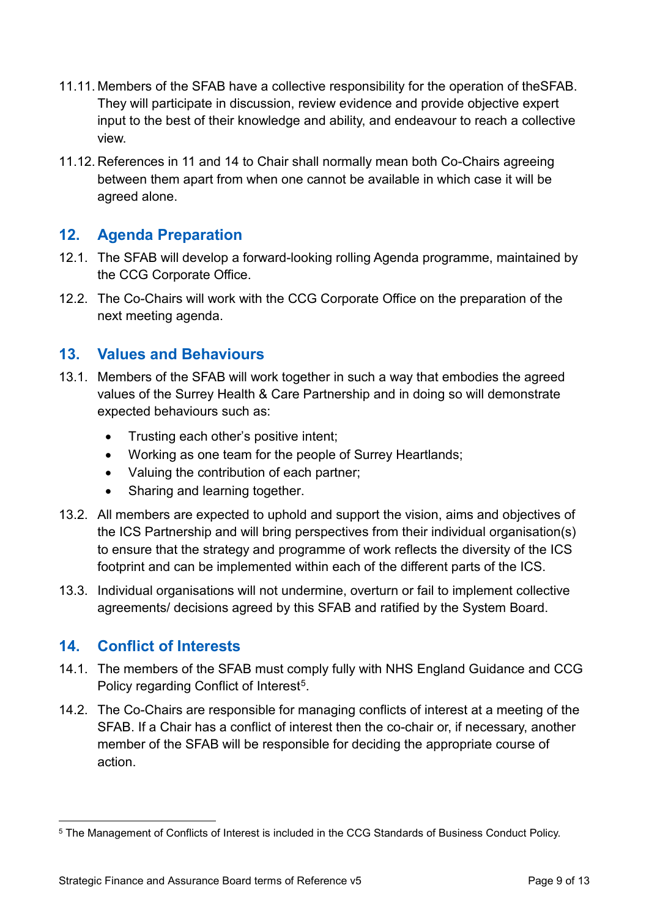11.11. Members of the SFAB have a collective responsibility for the operation of theSFAB. They will participate in discussion, review evidence and provide objective expert input to the best of their knowledge and ability, and endeavour to reach a collective view.

11.12. References in 11 and 14 to Chair shall normally mean both Co-Chairs agreeing between them apart from when one cannot be available in which case it will be agreed alone.

## 12. Agenda Preparation

12.1. The SFAB will develop a forward-looking rolling Agenda programme, maintained by the CCG Corporate Office.

12.2. The Co-Chairs will work with the CCG Corporate Office on the preparation of the next meeting agenda.

## 13. Values and Behaviours

13.1. Members of the SFAB will work together in such a way that embodies the agreed values of the Surrey Health & Care Partnership and in doing so will demonstrate expected behaviours such as:

- Trusting each other's positive intent;
- Working as one team for the people of Surrey Heartlands;
- Valuing the contribution of each partner;
- Sharing and learning together.

13.2. All members are expected to uphold and support the vision, aims and objectives of the ICS Partnership and will bring perspectives from their individual organisation(s) to ensure that the strategy and programme of work reflects the diversity of the ICS footprint and can be implemented within each of the different parts of the ICS.

13.3. Individual organisations will not undermine, overturn or fail to implement collective agreements/ decisions agreed by this SFAB and ratified by the System Board.

## 14. Conflict of Interests

14.1. The members of the SFAB must comply fully with NHS England Guidance and CCG Policy regarding Conflict of Interest[5].

14.2. The Co-Chairs are responsible for managing conflicts of interest at a meeting of the SFAB. If a Chair has a conflict of interest then the co-chair or, if necessary, another member of the SFAB will be responsible for deciding the appropriate course of action.

---

[5] The Management of Conflicts of Interest is included in the CCG Standards of Business Conduct Policy.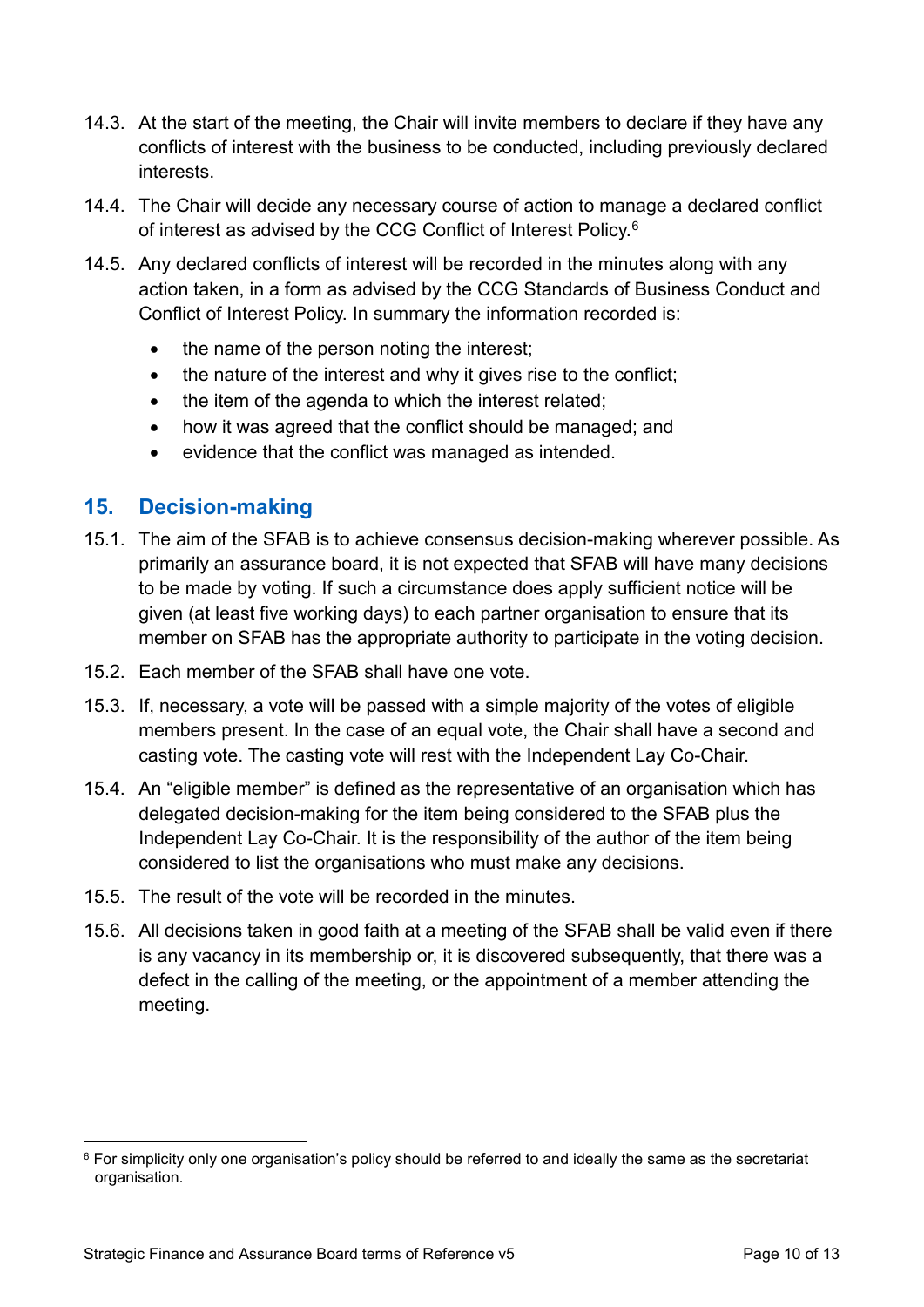14.3. At the start of the meeting, the Chair will invite members to declare if they have any conflicts of interest with the business to be conducted, including previously declared interests.

14.4. The Chair will decide any necessary course of action to manage a declared conflict of interest as advised by the CCG Conflict of Interest Policy.[6]

14.5. Any declared conflicts of interest will be recorded in the minutes along with any action taken, in a form as advised by the CCG Standards of Business Conduct and Conflict of Interest Policy. In summary the information recorded is:

- the name of the person noting the interest;
- the nature of the interest and why it gives rise to the conflict;
- the item of the agenda to which the interest related;
- how it was agreed that the conflict should be managed; and
- evidence that the conflict was managed as intended.

## 15. Decision-making

15.1. The aim of the SFAB is to achieve consensus decision-making wherever possible. As primarily an assurance board, it is not expected that SFAB will have many decisions to be made by voting. If such a circumstance does apply sufficient notice will be given (at least five working days) to each partner organisation to ensure that its member on SFAB has the appropriate authority to participate in the voting decision.

15.2. Each member of the SFAB shall have one vote.

15.3. If, necessary, a vote will be passed with a simple majority of the votes of eligible members present. In the case of an equal vote, the Chair shall have a second and casting vote. The casting vote will rest with the Independent Lay Co-Chair.

15.4. An “eligible member” is defined as the representative of an organisation which has delegated decision-making for the item being considered to the SFAB plus the Independent Lay Co-Chair. It is the responsibility of the author of the item being considered to list the organisations who must make any decisions.

15.5. The result of the vote will be recorded in the minutes.

15.6. All decisions taken in good faith at a meeting of the SFAB shall be valid even if there is any vacancy in its membership or, it is discovered subsequently, that there was a defect in the calling of the meeting, or the appointment of a member attending the meeting.

---

[6] For simplicity only one organisation’s policy should be referred to and ideally the same as the secretariat organisation.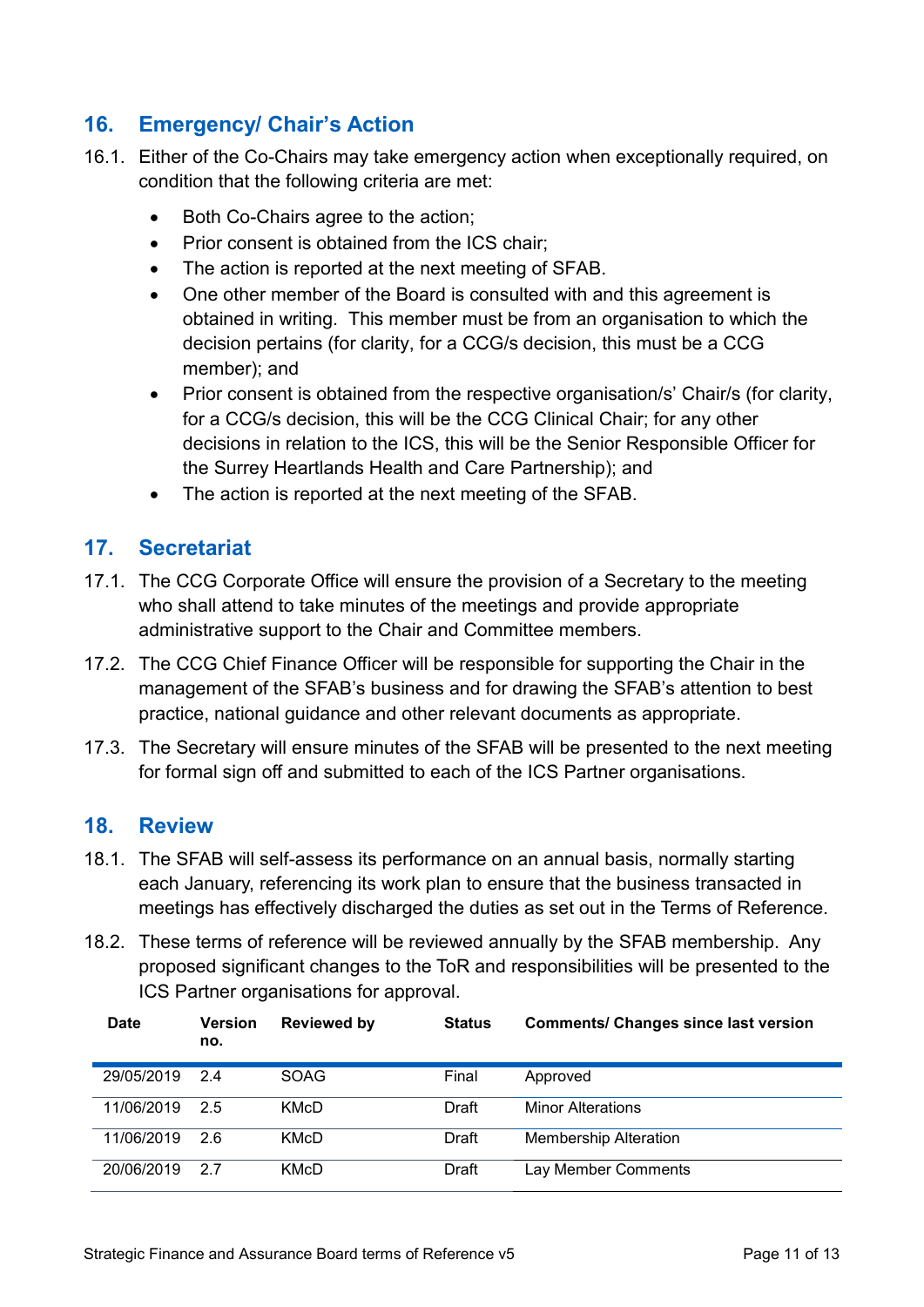## 16. Emergency/ Chair's Action

16.1. Either of the Co-Chairs may take emergency action when exceptionally required, on condition that the following criteria are met:

- Both Co-Chairs agree to the action;
- Prior consent is obtained from the ICS chair;
- The action is reported at the next meeting of SFAB.
- One other member of the Board is consulted with and this agreement is obtained in writing. This member must be from an organisation to which the decision pertains (for clarity, for a CCG/s decision, this must be a CCG member); and
- Prior consent is obtained from the respective organisation/s' Chair/s (for clarity, for a CCG/s decision, this will be the CCG Clinical Chair; for any other decisions in relation to the ICS, this will be the Senior Responsible Officer for the Surrey Heartlands Health and Care Partnership); and
- The action is reported at the next meeting of the SFAB.

## 17. Secretariat

17.1. The CCG Corporate Office will ensure the provision of a Secretary to the meeting who shall attend to take minutes of the meetings and provide appropriate administrative support to the Chair and Committee members.

17.2. The CCG Chief Finance Officer will be responsible for supporting the Chair in the management of the SFAB's business and for drawing the SFAB's attention to best practice, national guidance and other relevant documents as appropriate.

17.3. The Secretary will ensure minutes of the SFAB will be presented to the next meeting for formal sign off and submitted to each of the ICS Partner organisations.

## 18. Review

18.1. The SFAB will self-assess its performance on an annual basis, normally starting each January, referencing its work plan to ensure that the business transacted in meetings has effectively discharged the duties as set out in the Terms of Reference.

18.2. These terms of reference will be reviewed annually by the SFAB membership. Any proposed significant changes to the ToR and responsibilities will be presented to the ICS Partner organisations for approval.

| Date | Version no. | Reviewed by | Status | Comments/ Changes since last version |
|---|---|---|---|---|
| 29/05/2019 | 2.4 | SOAG | Final | Approved |
| 11/06/2019 | 2.5 | KMcD | Draft | Minor Alterations |
| 11/06/2019 | 2.6 | KMcD | Draft | Membership Alteration |
| 20/06/2019 | 2.7 | KMcD | Draft | Lay Member Comments |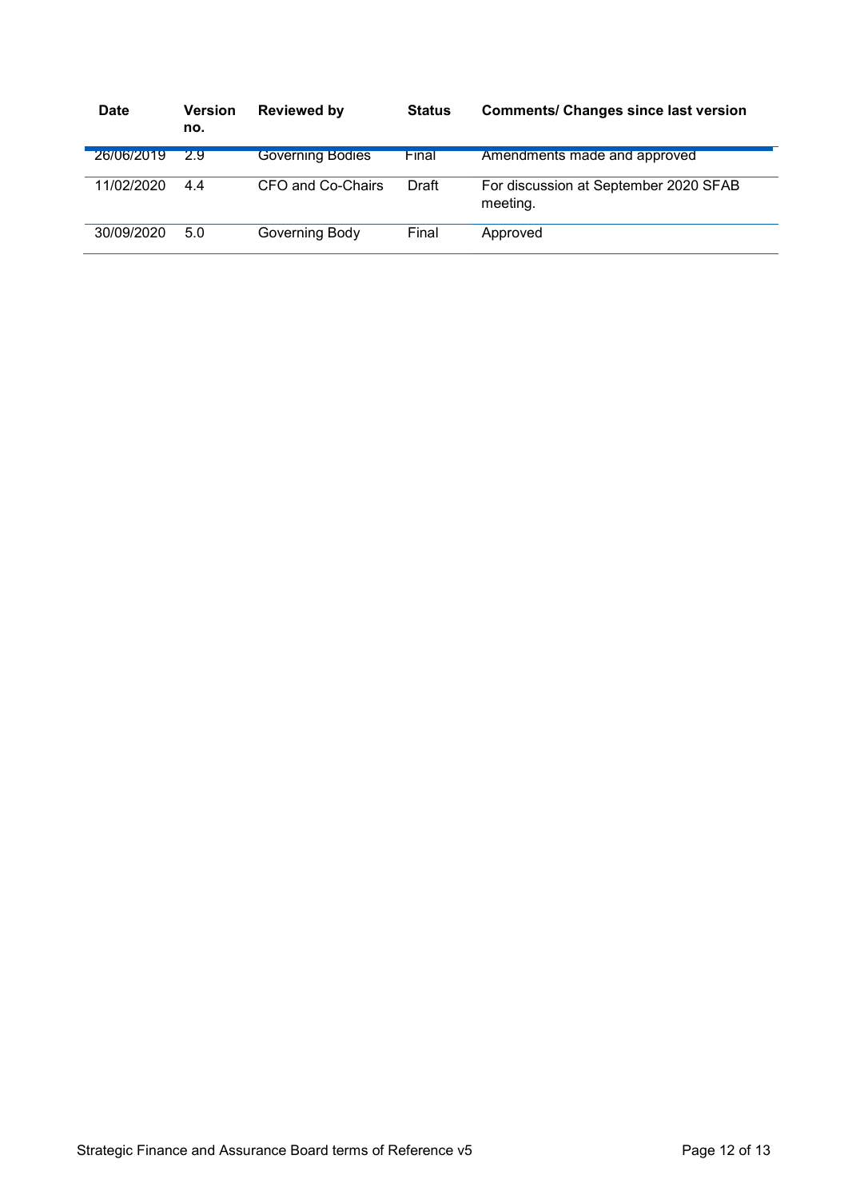| Date | Version no. | Reviewed by | Status | Comments/ Changes since last version |
|---|---|---|---|---|
| 26/06/2019 | 2.9 | Governing Bodies | Final | Amendments made and approved |
| 11/02/2020 | 4.4 | CFO and Co-Chairs | Draft | For discussion at September 2020 SFAB meeting. |
| 30/09/2020 | 5.0 | Governing Body | Final | Approved |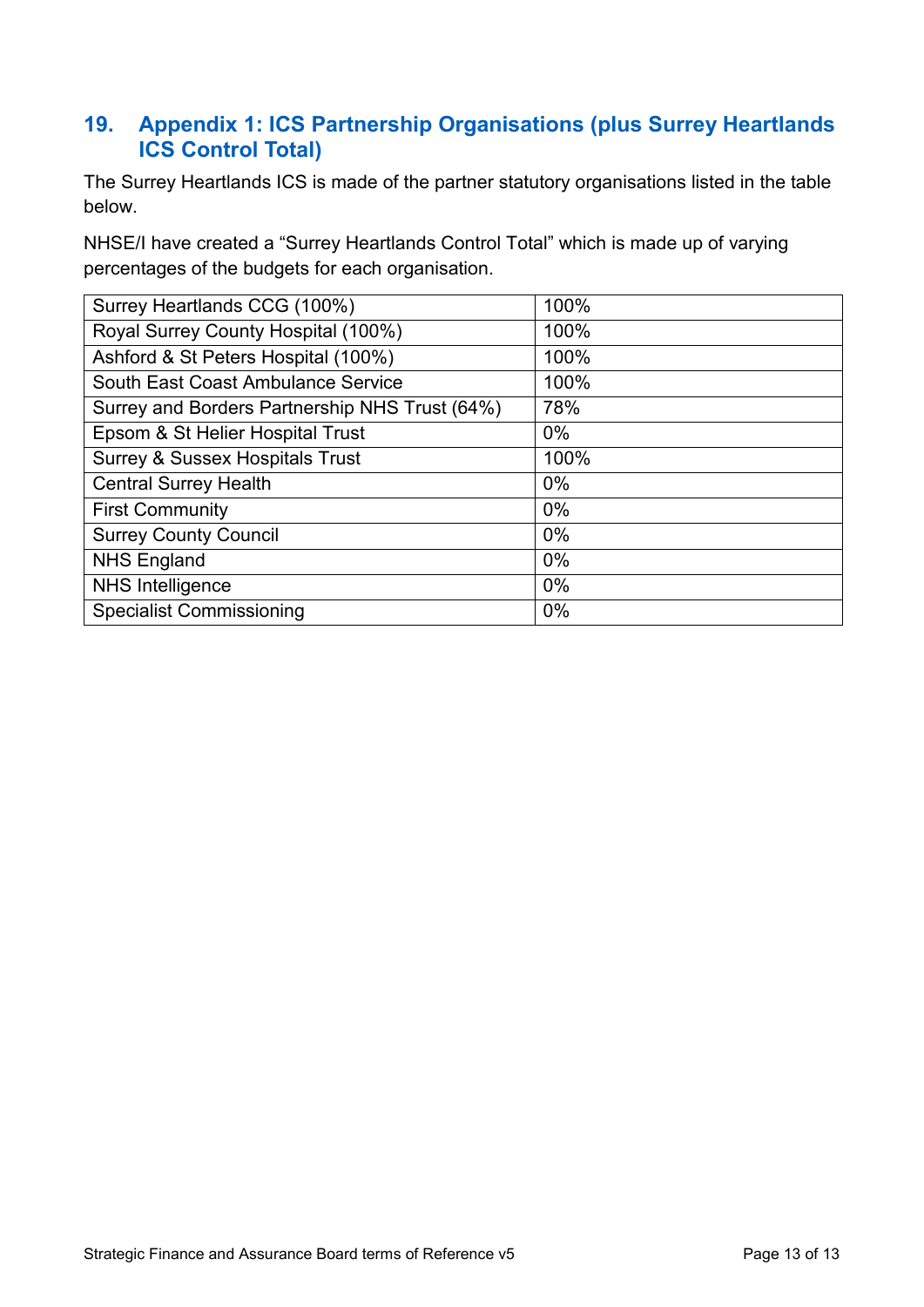## 19. Appendix 1: ICS Partnership Organisations (plus Surrey Heartlands ICS Control Total)

The Surrey Heartlands ICS is made of the partner statutory organisations listed in the table below.

NHSE/I have created a "Surrey Heartlands Control Total" which is made up of varying percentages of the budgets for each organisation.

| | |
|---|---|
| Surrey Heartlands CCG (100%) | 100% |
| Royal Surrey County Hospital (100%) | 100% |
| Ashford & St Peters Hospital (100%) | 100% |
| South East Coast Ambulance Service | 100% |
| Surrey and Borders Partnership NHS Trust (64%) | 78% |
| Epsom & St Helier Hospital Trust | 0% |
| Surrey & Sussex Hospitals Trust | 100% |
| Central Surrey Health | 0% |
| First Community | 0% |
| Surrey County Council | 0% |
| NHS England | 0% |
| NHS Intelligence | 0% |
| Specialist Commissioning | 0% |